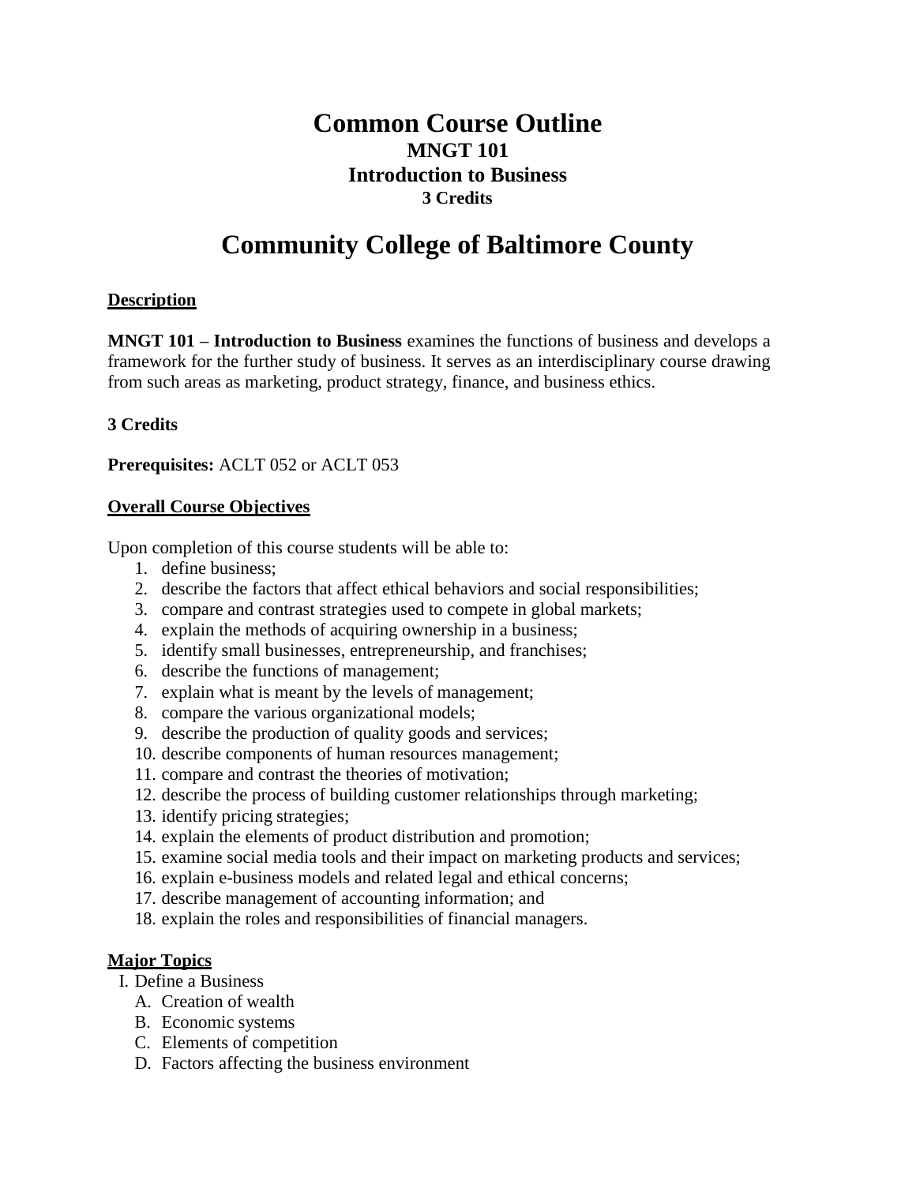# Common Course Outline

## MNGT 101

## Introduction to Business

### 3 Credits

# Community College of Baltimore County

**Description**

**MNGT 101 – Introduction to Business** examines the functions of business and develops a framework for the further study of business. It serves as an interdisciplinary course drawing from such areas as marketing, product strategy, finance, and business ethics.

**3 Credits**

**Prerequisites:** ACLT 052 or ACLT 053

**Overall Course Objectives**

Upon completion of this course students will be able to:

1. define business;
2. describe the factors that affect ethical behaviors and social responsibilities;
3. compare and contrast strategies used to compete in global markets;
4. explain the methods of acquiring ownership in a business;
5. identify small businesses, entrepreneurship, and franchises;
6. describe the functions of management;
7. explain what is meant by the levels of management;
8. compare the various organizational models;
9. describe the production of quality goods and services;
10. describe components of human resources management;
11. compare and contrast the theories of motivation;
12. describe the process of building customer relationships through marketing;
13. identify pricing strategies;
14. explain the elements of product distribution and promotion;
15. examine social media tools and their impact on marketing products and services;
16. explain e-business models and related legal and ethical concerns;
17. describe management of accounting information; and
18. explain the roles and responsibilities of financial managers.

**Major Topics**

I. Define a Business
   A. Creation of wealth
   B. Economic systems
   C. Elements of competition
   D. Factors affecting the business environment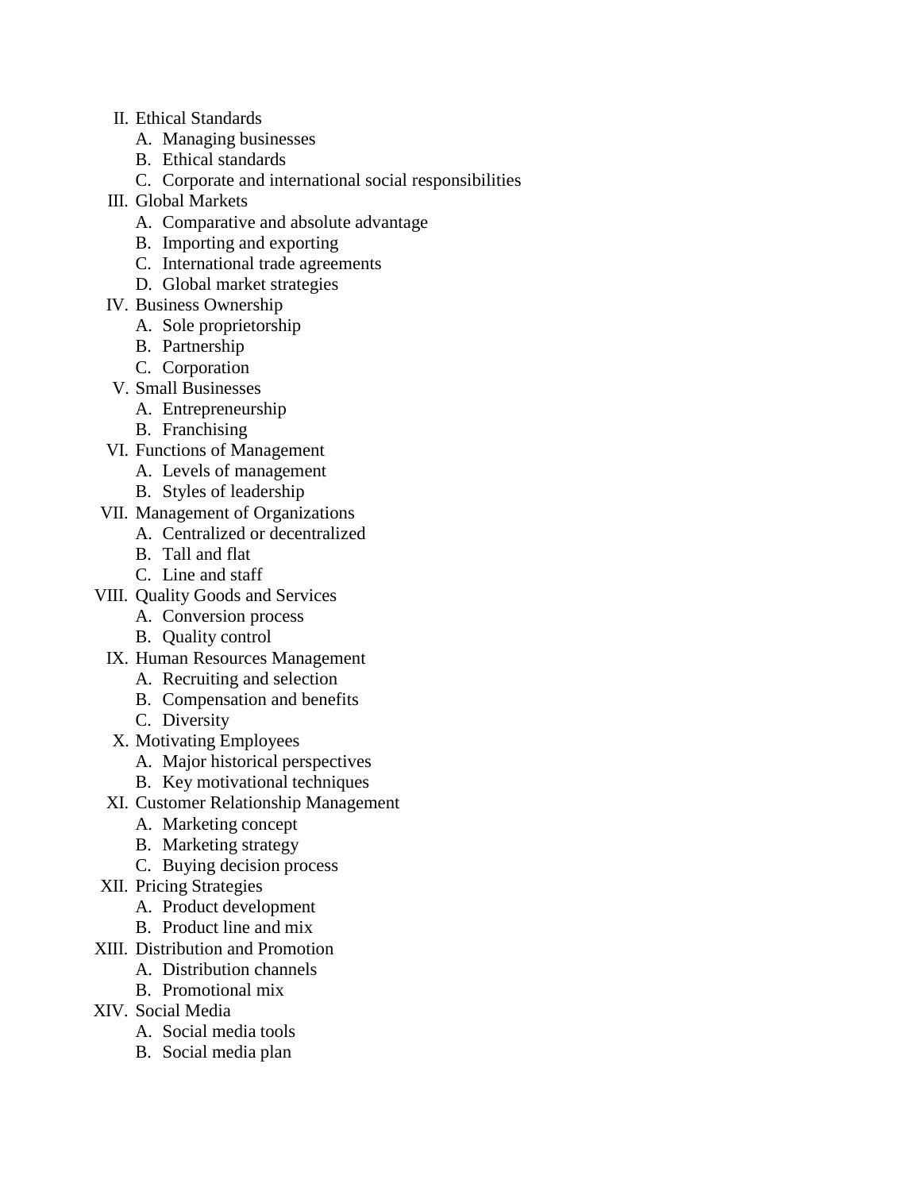II. Ethical Standards
    A. Managing businesses
    B. Ethical standards
    C. Corporate and international social responsibilities
III. Global Markets
    A. Comparative and absolute advantage
    B. Importing and exporting
    C. International trade agreements
    D. Global market strategies
IV. Business Ownership
    A. Sole proprietorship
    B. Partnership
    C. Corporation
V. Small Businesses
    A. Entrepreneurship
    B. Franchising
VI. Functions of Management
    A. Levels of management
    B. Styles of leadership
VII. Management of Organizations
    A. Centralized or decentralized
    B. Tall and flat
    C. Line and staff
VIII. Quality Goods and Services
    A. Conversion process
    B. Quality control
IX. Human Resources Management
    A. Recruiting and selection
    B. Compensation and benefits
    C. Diversity
X. Motivating Employees
    A. Major historical perspectives
    B. Key motivational techniques
XI. Customer Relationship Management
    A. Marketing concept
    B. Marketing strategy
    C. Buying decision process
XII. Pricing Strategies
    A. Product development
    B. Product line and mix
XIII. Distribution and Promotion
    A. Distribution channels
    B. Promotional mix
XIV. Social Media
    A. Social media tools
    B. Social media plan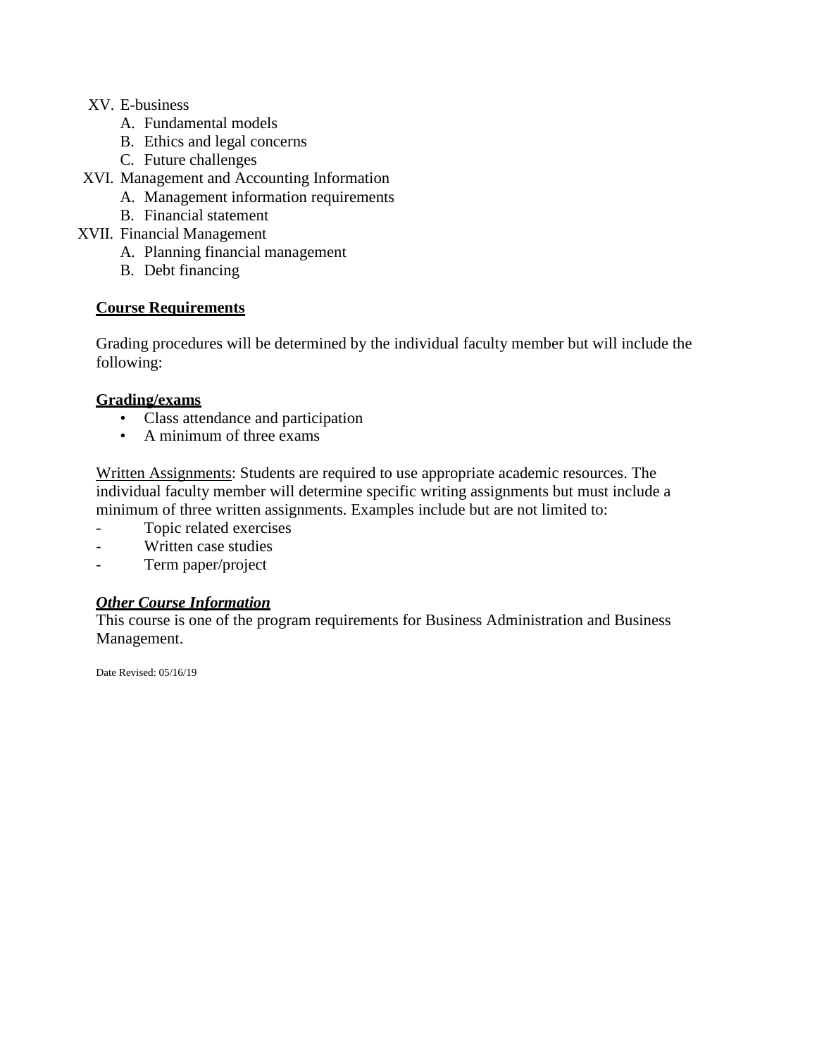XV. E-business
   A. Fundamental models
   B. Ethics and legal concerns
   C. Future challenges

XVI. Management and Accounting Information
   A. Management information requirements
   B. Financial statement

XVII. Financial Management
   A. Planning financial management
   B. Debt financing

**Course Requirements**

Grading procedures will be determined by the individual faculty member but will include the following:

**Grading/exams**

- Class attendance and participation
- A minimum of three exams

Written Assignments: Students are required to use appropriate academic resources. The individual faculty member will determine specific writing assignments but must include a minimum of three written assignments. Examples include but are not limited to:

- Topic related exercises
- Written case studies
- Term paper/project

***Other Course Information***

This course is one of the program requirements for Business Administration and Business Management.

Date Revised: 05/16/19